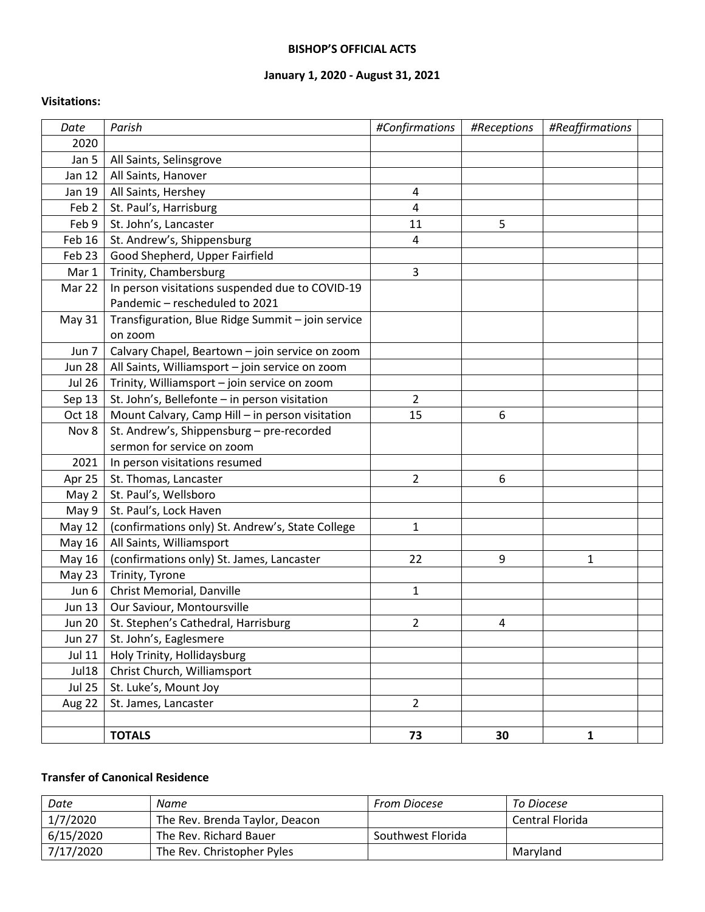**BISHOP'S OFFICIAL ACTS**

**January 1, 2020 - August 31, 2021**

**Visitations:**

| *Date* | *Parish* | *#Confirmations* | *#Receptions* | *#Reaffirmations* | |
|---|---|---|---|---|---|
| 2020 | | | | | |
| Jan 5 | All Saints, Selinsgrove | | | | |
| Jan 12 | All Saints, Hanover | | | | |
| Jan 19 | All Saints, Hershey | 4 | | | |
| Feb 2 | St. Paul's, Harrisburg | 4 | | | |
| Feb 9 | St. John's, Lancaster | 11 | 5 | | |
| Feb 16 | St. Andrew's, Shippensburg | 4 | | | |
| Feb 23 | Good Shepherd, Upper Fairfield | | | | |
| Mar 1 | Trinity, Chambersburg | 3 | | | |
| Mar 22 | In person visitations suspended due to COVID-19 Pandemic – rescheduled to 2021 | | | | |
| May 31 | Transfiguration, Blue Ridge Summit – join service on zoom | | | | |
| Jun 7 | Calvary Chapel, Beartown – join service on zoom | | | | |
| Jun 28 | All Saints, Williamsport – join service on zoom | | | | |
| Jul 26 | Trinity, Williamsport – join service on zoom | | | | |
| Sep 13 | St. John's, Bellefonte – in person visitation | 2 | | | |
| Oct 18 | Mount Calvary, Camp Hill – in person visitation | 15 | 6 | | |
| Nov 8 | St. Andrew's, Shippensburg – pre-recorded sermon for service on zoom | | | | |
| 2021 | In person visitations resumed | | | | |
| Apr 25 | St. Thomas, Lancaster | 2 | 6 | | |
| May 2 | St. Paul's, Wellsboro | | | | |
| May 9 | St. Paul's, Lock Haven | | | | |
| May 12 | (confirmations only) St. Andrew's, State College | 1 | | | |
| May 16 | All Saints, Williamsport | | | | |
| May 16 | (confirmations only) St. James, Lancaster | 22 | 9 | 1 | |
| May 23 | Trinity, Tyrone | | | | |
| Jun 6 | Christ Memorial, Danville | 1 | | | |
| Jun 13 | Our Saviour, Montoursville | | | | |
| Jun 20 | St. Stephen's Cathedral, Harrisburg | 2 | 4 | | |
| Jun 27 | St. John's, Eaglesmere | | | | |
| Jul 11 | Holy Trinity, Hollidaysburg | | | | |
| Jul18 | Christ Church, Williamsport | | | | |
| Jul 25 | St. Luke's, Mount Joy | | | | |
| Aug 22 | St. James, Lancaster | 2 | | | |
| | | | | | |
| | **TOTALS** | **73** | **30** | **1** | |

**Transfer of Canonical Residence**

| *Date* | *Name* | *From Diocese* | *To Diocese* |
|---|---|---|---|
| 1/7/2020 | The Rev. Brenda Taylor, Deacon | | Central Florida |
| 6/15/2020 | The Rev. Richard Bauer | Southwest Florida | |
| 7/17/2020 | The Rev. Christopher Pyles | | Maryland |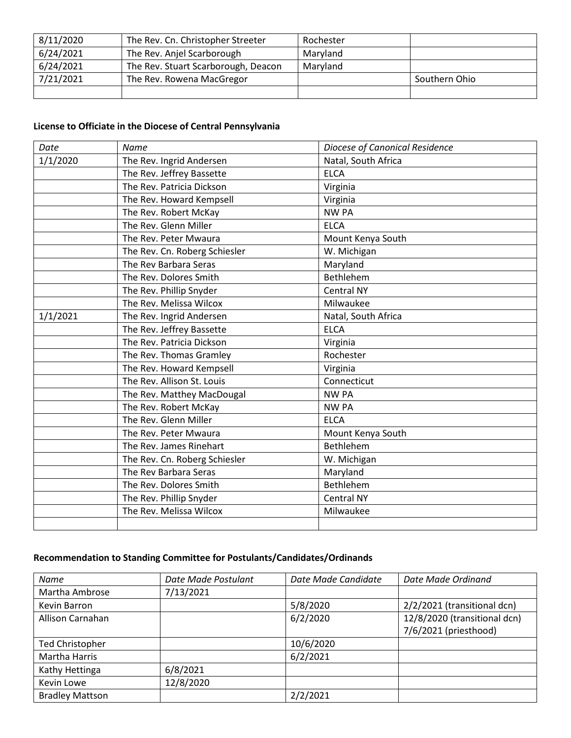| 8/11/2020 | The Rev. Cn. Christopher Streeter | Rochester | |
|---|---|---|---|
| 6/24/2021 | The Rev. Anjel Scarborough | Maryland | |
| 6/24/2021 | The Rev. Stuart Scarborough, Deacon | Maryland | |
| 7/21/2021 | The Rev. Rowena MacGregor | | Southern Ohio |
| | | | |

**License to Officiate in the Diocese of Central Pennsylvania**

| *Date* | *Name* | *Diocese of Canonical Residence* |
|---|---|---|
| 1/1/2020 | The Rev. Ingrid Andersen | Natal, South Africa |
| | The Rev. Jeffrey Bassette | ELCA |
| | The Rev. Patricia Dickson | Virginia |
| | The Rev. Howard Kempsell | Virginia |
| | The Rev. Robert McKay | NW PA |
| | The Rev. Glenn Miller | ELCA |
| | The Rev. Peter Mwaura | Mount Kenya South |
| | The Rev. Cn. Roberg Schiesler | W. Michigan |
| | The Rev Barbara Seras | Maryland |
| | The Rev. Dolores Smith | Bethlehem |
| | The Rev. Phillip Snyder | Central NY |
| | The Rev. Melissa Wilcox | Milwaukee |
| 1/1/2021 | The Rev. Ingrid Andersen | Natal, South Africa |
| | The Rev. Jeffrey Bassette | ELCA |
| | The Rev. Patricia Dickson | Virginia |
| | The Rev. Thomas Gramley | Rochester |
| | The Rev. Howard Kempsell | Virginia |
| | The Rev. Allison St. Louis | Connecticut |
| | The Rev. Matthey MacDougal | NW PA |
| | The Rev. Robert McKay | NW PA |
| | The Rev. Glenn Miller | ELCA |
| | The Rev. Peter Mwaura | Mount Kenya South |
| | The Rev. James Rinehart | Bethlehem |
| | The Rev. Cn. Roberg Schiesler | W. Michigan |
| | The Rev Barbara Seras | Maryland |
| | The Rev. Dolores Smith | Bethlehem |
| | The Rev. Phillip Snyder | Central NY |
| | The Rev. Melissa Wilcox | Milwaukee |
| | | |

**Recommendation to Standing Committee for Postulants/Candidates/Ordinands**

| *Name* | *Date Made Postulant* | *Date Made Candidate* | *Date Made Ordinand* |
|---|---|---|---|
| Martha Ambrose | 7/13/2021 | | |
| Kevin Barron | | 5/8/2020 | 2/2/2021 (transitional dcn) |
| Allison Carnahan | | 6/2/2020 | 12/8/2020 (transitional dcn) 7/6/2021 (priesthood) |
| Ted Christopher | | 10/6/2020 | |
| Martha Harris | | 6/2/2021 | |
| Kathy Hettinga | 6/8/2021 | | |
| Kevin Lowe | 12/8/2020 | | |
| Bradley Mattson | | 2/2/2021 | |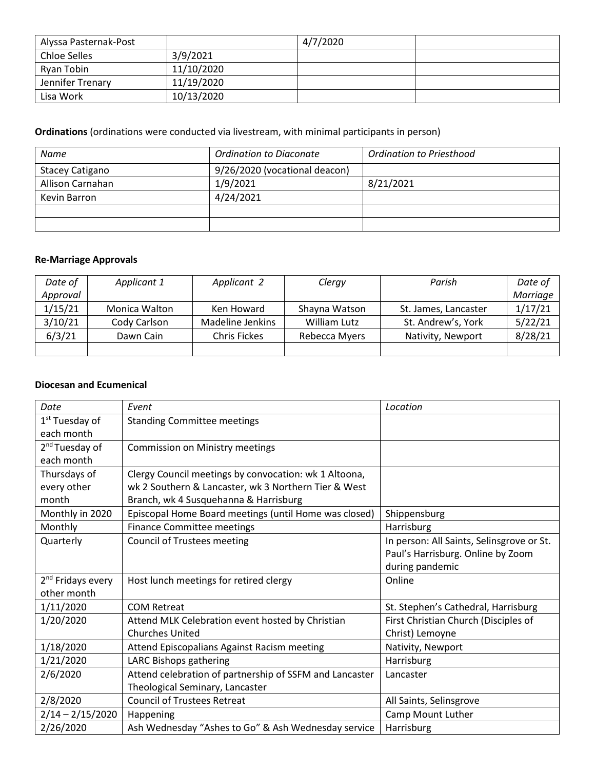| | | | |
|---|---|---|---|
| Alyssa Pasternak-Post | | 4/7/2020 | |
| Chloe Selles | 3/9/2021 | | |
| Ryan Tobin | 11/10/2020 | | |
| Jennifer Trenary | 11/19/2020 | | |
| Lisa Work | 10/13/2020 | | |

**Ordinations** (ordinations were conducted via livestream, with minimal participants in person)

| *Name* | *Ordination to Diaconate* | *Ordination to Priesthood* |
|---|---|---|
| Stacey Catigano | 9/26/2020 (vocational deacon) | |
| Allison Carnahan | 1/9/2021 | 8/21/2021 |
| Kevin Barron | 4/24/2021 | |
| | | |
| | | |

**Re-Marriage Approvals**

| *Date of Approval* | *Applicant 1* | *Applicant 2* | *Clergy* | *Parish* | *Date of Marriage* |
|---|---|---|---|---|---|
| 1/15/21 | Monica Walton | Ken Howard | Shayna Watson | St. James, Lancaster | 1/17/21 |
| 3/10/21 | Cody Carlson | Madeline Jenkins | William Lutz | St. Andrew's, York | 5/22/21 |
| 6/3/21 | Dawn Cain | Chris Fickes | Rebecca Myers | Nativity, Newport | 8/28/21 |
| | | | | | |

**Diocesan and Ecumenical**

| *Date* | *Event* | *Location* |
|---|---|---|
| 1st Tuesday of each month | Standing Committee meetings | |
| 2nd Tuesday of each month | Commission on Ministry meetings | |
| Thursdays of every other month | Clergy Council meetings by convocation: wk 1 Altoona, wk 2 Southern & Lancaster, wk 3 Northern Tier & West Branch, wk 4 Susquehanna & Harrisburg | |
| Monthly in 2020 | Episcopal Home Board meetings (until Home was closed) | Shippensburg |
| Monthly | Finance Committee meetings | Harrisburg |
| Quarterly | Council of Trustees meeting | In person: All Saints, Selinsgrove or St. Paul's Harrisburg. Online by Zoom during pandemic |
| 2nd Fridays every other month | Host lunch meetings for retired clergy | Online |
| 1/11/2020 | COM Retreat | St. Stephen's Cathedral, Harrisburg |
| 1/20/2020 | Attend MLK Celebration event hosted by Christian Churches United | First Christian Church (Disciples of Christ) Lemoyne |
| 1/18/2020 | Attend Episcopalians Against Racism meeting | Nativity, Newport |
| 1/21/2020 | LARC Bishops gathering | Harrisburg |
| 2/6/2020 | Attend celebration of partnership of SSFM and Lancaster Theological Seminary, Lancaster | Lancaster |
| 2/8/2020 | Council of Trustees Retreat | All Saints, Selinsgrove |
| 2/14 – 2/15/2020 | Happening | Camp Mount Luther |
| 2/26/2020 | Ash Wednesday "Ashes to Go" & Ash Wednesday service | Harrisburg |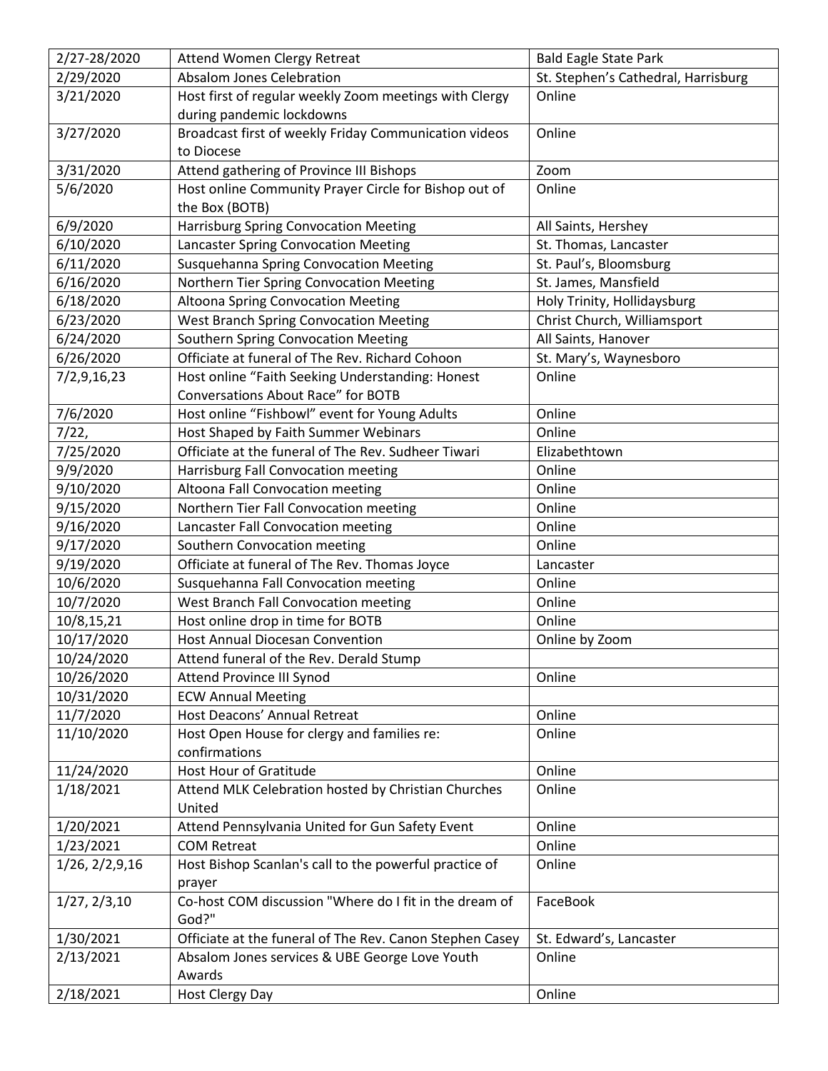| 2/27-28/2020 | Attend Women Clergy Retreat | Bald Eagle State Park |
|---|---|---|
| 2/29/2020 | Absalom Jones Celebration | St. Stephen's Cathedral, Harrisburg |
| 3/21/2020 | Host first of regular weekly Zoom meetings with Clergy during pandemic lockdowns | Online |
| 3/27/2020 | Broadcast first of weekly Friday Communication videos to Diocese | Online |
| 3/31/2020 | Attend gathering of Province III Bishops | Zoom |
| 5/6/2020 | Host online Community Prayer Circle for Bishop out of the Box (BOTB) | Online |
| 6/9/2020 | Harrisburg Spring Convocation Meeting | All Saints, Hershey |
| 6/10/2020 | Lancaster Spring Convocation Meeting | St. Thomas, Lancaster |
| 6/11/2020 | Susquehanna Spring Convocation Meeting | St. Paul's, Bloomsburg |
| 6/16/2020 | Northern Tier Spring Convocation Meeting | St. James, Mansfield |
| 6/18/2020 | Altoona Spring Convocation Meeting | Holy Trinity, Hollidaysburg |
| 6/23/2020 | West Branch Spring Convocation Meeting | Christ Church, Williamsport |
| 6/24/2020 | Southern Spring Convocation Meeting | All Saints, Hanover |
| 6/26/2020 | Officiate at funeral of The Rev. Richard Cohoon | St. Mary's, Waynesboro |
| 7/2,9,16,23 | Host online "Faith Seeking Understanding: Honest Conversations About Race" for BOTB | Online |
| 7/6/2020 | Host online "Fishbowl" event for Young Adults | Online |
| 7/22, | Host Shaped by Faith Summer Webinars | Online |
| 7/25/2020 | Officiate at the funeral of The Rev. Sudheer Tiwari | Elizabethtown |
| 9/9/2020 | Harrisburg Fall Convocation meeting | Online |
| 9/10/2020 | Altoona Fall Convocation meeting | Online |
| 9/15/2020 | Northern Tier Fall Convocation meeting | Online |
| 9/16/2020 | Lancaster Fall Convocation meeting | Online |
| 9/17/2020 | Southern Convocation meeting | Online |
| 9/19/2020 | Officiate at funeral of The Rev. Thomas Joyce | Lancaster |
| 10/6/2020 | Susquehanna Fall Convocation meeting | Online |
| 10/7/2020 | West Branch Fall Convocation meeting | Online |
| 10/8,15,21 | Host online drop in time for BOTB | Online |
| 10/17/2020 | Host Annual Diocesan Convention | Online by Zoom |
| 10/24/2020 | Attend funeral of the Rev. Derald Stump | |
| 10/26/2020 | Attend Province III Synod | Online |
| 10/31/2020 | ECW Annual Meeting | |
| 11/7/2020 | Host Deacons' Annual Retreat | Online |
| 11/10/2020 | Host Open House for clergy and families re: confirmations | Online |
| 11/24/2020 | Host Hour of Gratitude | Online |
| 1/18/2021 | Attend MLK Celebration hosted by Christian Churches United | Online |
| 1/20/2021 | Attend Pennsylvania United for Gun Safety Event | Online |
| 1/23/2021 | COM Retreat | Online |
| 1/26, 2/2,9,16 | Host Bishop Scanlan's call to the powerful practice of prayer | Online |
| 1/27, 2/3,10 | Co-host COM discussion "Where do I fit in the dream of God?" | FaceBook |
| 1/30/2021 | Officiate at the funeral of The Rev. Canon Stephen Casey | St. Edward's, Lancaster |
| 2/13/2021 | Absalom Jones services & UBE George Love Youth Awards | Online |
| 2/18/2021 | Host Clergy Day | Online |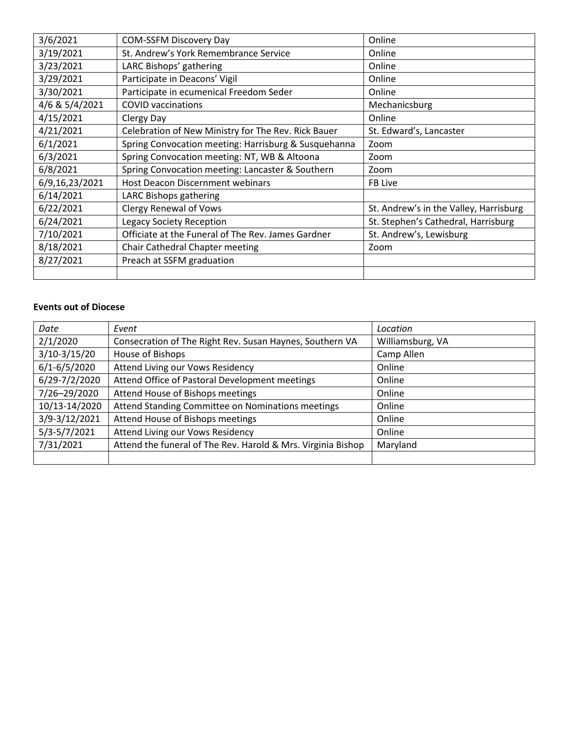| | | |
|---|---|---|
| 3/6/2021 | COM-SSFM Discovery Day | Online |
| 3/19/2021 | St. Andrew's York Remembrance Service | Online |
| 3/23/2021 | LARC Bishops' gathering | Online |
| 3/29/2021 | Participate in Deacons' Vigil | Online |
| 3/30/2021 | Participate in ecumenical Freedom Seder | Online |
| 4/6 & 5/4/2021 | COVID vaccinations | Mechanicsburg |
| 4/15/2021 | Clergy Day | Online |
| 4/21/2021 | Celebration of New Ministry for The Rev. Rick Bauer | St. Edward's, Lancaster |
| 6/1/2021 | Spring Convocation meeting: Harrisburg & Susquehanna | Zoom |
| 6/3/2021 | Spring Convocation meeting: NT, WB & Altoona | Zoom |
| 6/8/2021 | Spring Convocation meeting: Lancaster & Southern | Zoom |
| 6/9,16,23/2021 | Host Deacon Discernment webinars | FB Live |
| 6/14/2021 | LARC Bishops gathering | |
| 6/22/2021 | Clergy Renewal of Vows | St. Andrew's in the Valley, Harrisburg |
| 6/24/2021 | Legacy Society Reception | St. Stephen's Cathedral, Harrisburg |
| 7/10/2021 | Officiate at the Funeral of The Rev. James Gardner | St. Andrew's, Lewisburg |
| 8/18/2021 | Chair Cathedral Chapter meeting | Zoom |
| 8/27/2021 | Preach at SSFM graduation | |
| | | |

**Events out of Diocese**

| *Date* | *Event* | *Location* |
|---|---|---|
| 2/1/2020 | Consecration of The Right Rev. Susan Haynes, Southern VA | Williamsburg, VA |
| 3/10-3/15/20 | House of Bishops | Camp Allen |
| 6/1-6/5/2020 | Attend Living our Vows Residency | Online |
| 6/29-7/2/2020 | Attend Office of Pastoral Development meetings | Online |
| 7/26–29/2020 | Attend House of Bishops meetings | Online |
| 10/13-14/2020 | Attend Standing Committee on Nominations meetings | Online |
| 3/9-3/12/2021 | Attend House of Bishops meetings | Online |
| 5/3-5/7/2021 | Attend Living our Vows Residency | Online |
| 7/31/2021 | Attend the funeral of The Rev. Harold & Mrs. Virginia Bishop | Maryland |
| | | |